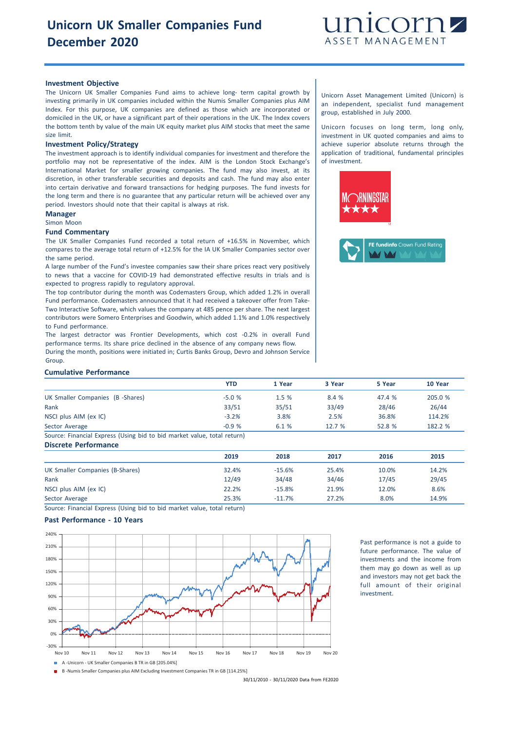# Unicorn UK Smaller Companies Fund December 2020

unicorn ASSET MANAGEMENT

## Investment Objective

The Unicorn UK Smaller Companies Fund aims to achieve long- term capital growth by investing primarily in UK companies included within the Numis Smaller Companies plus AIM Index. For this purpose, UK companies are defined as those which are incorporated or domiciled in the UK, or have a significant part of their operations in the UK. The Index covers the bottom tenth by value of the main UK equity market plus AIM stocks that meet the same size limit.

## Investment Policy/Strategy

The investment approach is to identify individual companies for investment and therefore the portfolio may not be representative of the index. AIM is the London Stock Exchange's International Market for smaller growing companies. The fund may also invest, at its discretion, in other transferable securities and deposits and cash. The fund may also enter into certain derivative and forward transactions for hedging purposes. The fund invests for the long term and there is no guarantee that any particular return will be achieved over any period. Investors should note that their capital is always at risk.

## Manager

Simon Moon

## Fund Commentary

The UK Smaller Companies Fund recorded a total return of +16.5% in November, which compares to the average total return of +12.5% for the IA UK Smaller Companies sector over the same period.

A large number of the Fund's investee companies saw their share prices react very positively to news that a vaccine for COVID-19 had demonstrated effective results in trials and is expected to progress rapidly to regulatory approval.

The top contributor during the month was Codemasters Group, which added 1.2% in overall Fund performance. Codemasters announced that it had received a takeover offer from Take-Two Interactive Software, which values the company at 485 pence per share. The next largest contributors were Somero Enterprises and Goodwin, which added 1.1% and 1.0% respectively to Fund performance.

The largest detractor was Frontier Developments, which cost -0.2% in overall Fund performance terms. Its share price declined in the absence of any company news flow.

During the month, positions were initiated in; Curtis Banks Group, Devro and Johnson Service Group.

Unicorn Asset Management Limited (Unicorn) is an independent, specialist fund management group, established in July 2000.

Unicorn focuses on long term, long only, investment in UK quoted companies and aims to achieve superior absolute returns through the application of traditional, fundamental principles of investment.

MORNINGSTAR ★★★★

FE fundinfo Crown Fund Rating

## Cumulative Performance

| | YTD | 1 Year | 3 Year | 5 Year | 10 Year |
|---|---|---|---|---|---|
| UK Smaller Companies (B -Shares) | -5.0 % | 1.5 % | 8.4 % | 47.4 % | 205.0 % |
| Rank | 33/51 | 35/51 | 33/49 | 28/46 | 26/44 |
| NSCI plus AIM (ex IC) | -3.2% | 3.8% | 2.5% | 36.8% | 114.2% |
| Sector Average | -0.9 % | 6.1 % | 12.7 % | 52.8 % | 182.2 % |

Source: Financial Express (Using bid to bid market value, total return)

## Discrete Performance

| | 2019 | 2018 | 2017 | 2016 | 2015 |
|---|---|---|---|---|---|
| UK Smaller Companies (B-Shares) | 32.4% | -15.6% | 25.4% | 10.0% | 14.2% |
| Rank | 12/49 | 34/48 | 34/46 | 17/45 | 29/45 |
| NSCI plus AIM (ex IC) | 22.2% | -15.8% | 21.9% | 12.0% | 8.6% |
| Sector Average | 25.3% | -11.7% | 27.2% | 8.0% | 14.9% |

Source: Financial Express (Using bid to bid market value, total return)

## Past Performance - 10 Years

A -Unicorn - UK Smaller Companies B TR in GB [205.04%]

B -Numis Smaller Companies plus AIM Excluding Investment Companies TR in GB [114.25%]

30/11/2010 - 30/11/2020 Data from FE2020

Past performance is not a guide to future performance. The value of investments and the income from them may go down as well as up and investors may not get back the full amount of their original investment.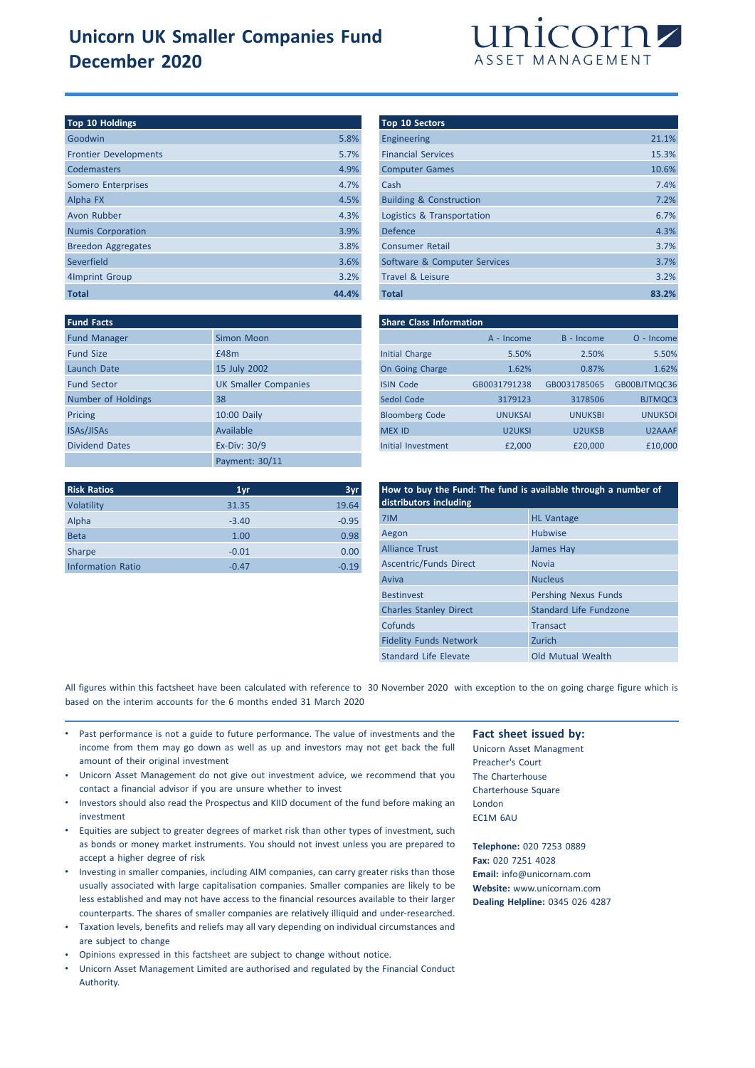# Unicorn UK Smaller Companies Fund
# December 2020

| Top 10 Holdings | |
|---|---|
| Goodwin | 5.8% |
| Frontier Developments | 5.7% |
| Codemasters | 4.9% |
| Somero Enterprises | 4.7% |
| Alpha FX | 4.5% |
| Avon Rubber | 4.3% |
| Numis Corporation | 3.9% |
| Breedon Aggregates | 3.8% |
| Severfield | 3.6% |
| 4Imprint Group | 3.2% |
| **Total** | **44.4%** |

| Top 10 Sectors | |
|---|---|
| Engineering | 21.1% |
| Financial Services | 15.3% |
| Computer Games | 10.6% |
| Cash | 7.4% |
| Building & Construction | 7.2% |
| Logistics & Transportation | 6.7% |
| Defence | 4.3% |
| Consumer Retail | 3.7% |
| Software & Computer Services | 3.7% |
| Travel & Leisure | 3.2% |
| **Total** | **83.2%** |

| Fund Facts | |
|---|---|
| Fund Manager | Simon Moon |
| Fund Size | £48m |
| Launch Date | 15 July 2002 |
| Fund Sector | UK Smaller Companies |
| Number of Holdings | 38 |
| Pricing | 10:00 Daily |
| ISAs/JISAs | Available |
| Dividend Dates | Ex-Div: 30/9 |
| | Payment: 30/11 |

| Share Class Information | A - Income | B - Income | O - Income |
|---|---|---|---|
| Initial Charge | 5.50% | 2.50% | 5.50% |
| On Going Charge | 1.62% | 0.87% | 1.62% |
| ISIN Code | GB0031791238 | GB0031785065 | GB00BJTMQC36 |
| Sedol Code | 3179123 | 3178506 | BJTMQC3 |
| Bloomberg Code | UNUKSAI | UNUKSBI | UNUKSOI |
| MEX ID | U2UKSI | U2UKSB | U2AAAF |
| Initial Investment | £2,000 | £20,000 | £10,000 |

| Risk Ratios | 1yr | 3yr |
|---|---|---|
| Volatility | 31.35 | 19.64 |
| Alpha | -3.40 | -0.95 |
| Beta | 1.00 | 0.98 |
| Sharpe | -0.01 | 0.00 |
| Information Ratio | -0.47 | -0.19 |

| How to buy the Fund: The fund is available through a number of distributors including | |
|---|---|
| 7IM | HL Vantage |
| Aegon | Hubwise |
| Alliance Trust | James Hay |
| Ascentric/Funds Direct | Novia |
| Aviva | Nucleus |
| Bestinvest | Pershing Nexus Funds |
| Charles Stanley Direct | Standard Life Fundzone |
| Cofunds | Transact |
| Fidelity Funds Network | Zurich |
| Standard Life Elevate | Old Mutual Wealth |

All figures within this factsheet have been calculated with reference to 30 November 2020 with exception to the on going charge figure which is based on the interim accounts for the 6 months ended 31 March 2020

- Past performance is not a guide to future performance. The value of investments and the income from them may go down as well as up and investors may not get back the full amount of their original investment
- Unicorn Asset Management do not give out investment advice, we recommend that you contact a financial advisor if you are unsure whether to invest
- Investors should also read the Prospectus and KIID document of the fund before making an investment
- Equities are subject to greater degrees of market risk than other types of investment, such as bonds or money market instruments. You should not invest unless you are prepared to accept a higher degree of risk
- Investing in smaller companies, including AIM companies, can carry greater risks than those usually associated with large capitalisation companies. Smaller companies are likely to be less established and may not have access to the financial resources available to their larger counterparts. The shares of smaller companies are relatively illiquid and under-researched.
- Taxation levels, benefits and reliefs may all vary depending on individual circumstances and are subject to change
- Opinions expressed in this factsheet are subject to change without notice.
- Unicorn Asset Management Limited are authorised and regulated by the Financial Conduct Authority.

**Fact sheet issued by:**

Unicorn Asset Managment
Preacher's Court
The Charterhouse
Charterhouse Square
London
EC1M 6AU

**Telephone:** 020 7253 0889
**Fax:** 020 7251 4028
**Email:** info@unicornam.com
**Website:** www.unicornam.com
**Dealing Helpline:** 0345 026 4287